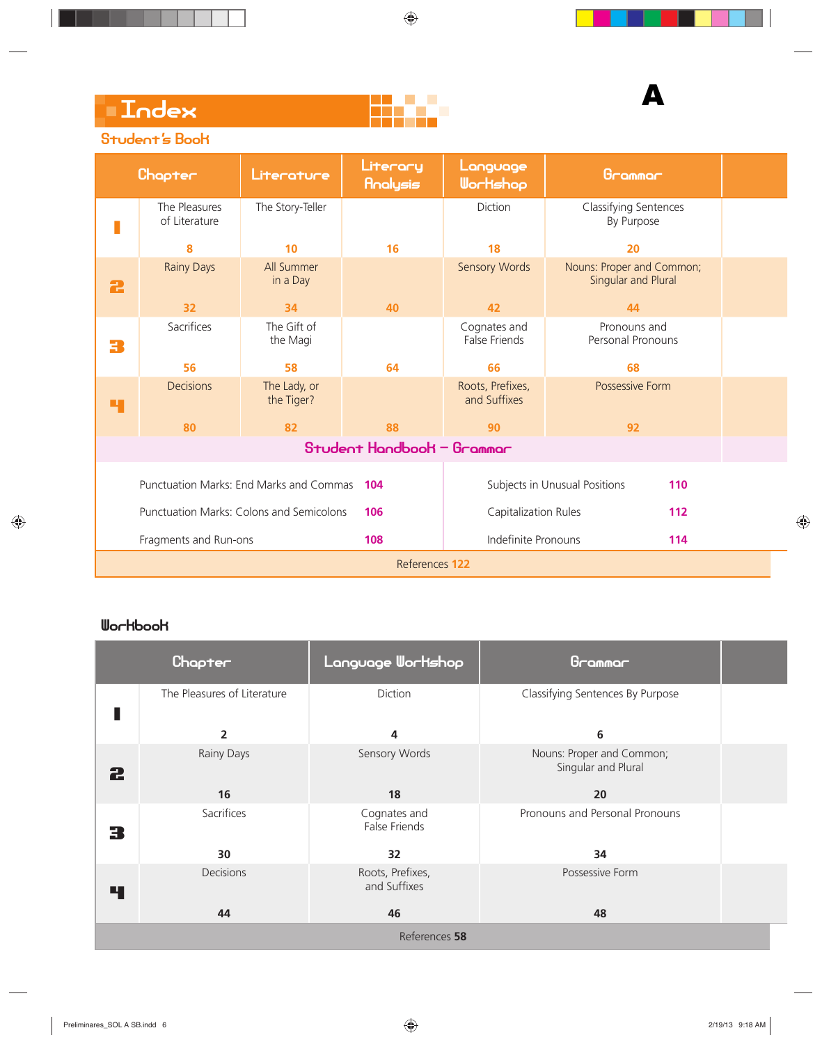A

# Index

## Student's Book

| | Chapter | Literature | Literary Analysis | Language Workshop | Grammar |
|---|---|---|---|---|---|
| 1 | The Pleasures of Literature 8 | The Story-Teller 10 | 16 | Diction 18 | Classifying Sentences By Purpose 20 |
| 2 | Rainy Days 32 | All Summer in a Day 34 | 40 | Sensory Words 42 | Nouns: Proper and Common; Singular and Plural 44 |
| 3 | Sacrifices 56 | The Gift of the Magi 58 | 64 | Cognates and False Friends 66 | Pronouns and Personal Pronouns 68 |
| 4 | Decisions 80 | The Lady, or the Tiger? 82 | 88 | Roots, Prefixes, and Suffixes 90 | Possessive Form 92 |

### Student Handbook – Grammar

| | | | |
|---|---|---|---|
| Punctuation Marks: End Marks and Commas | 104 | Subjects in Unusual Positions | 110 |
| Punctuation Marks: Colons and Semicolons | 106 | Capitalization Rules | 112 |
| Fragments and Run-ons | 108 | Indefinite Pronouns | 114 |

References 122

## Workbook

| | Chapter | Language Workshop | Grammar |
|---|---|---|---|
| 1 | The Pleasures of Literature 2 | Diction 4 | Classifying Sentences By Purpose 6 |
| 2 | Rainy Days 16 | Sensory Words 18 | Nouns: Proper and Common; Singular and Plural 20 |
| 3 | Sacrifices 30 | Cognates and False Friends 32 | Pronouns and Personal Pronouns 34 |
| 4 | Decisions 44 | Roots, Prefixes, and Suffixes 46 | Possessive Form 48 |

References 58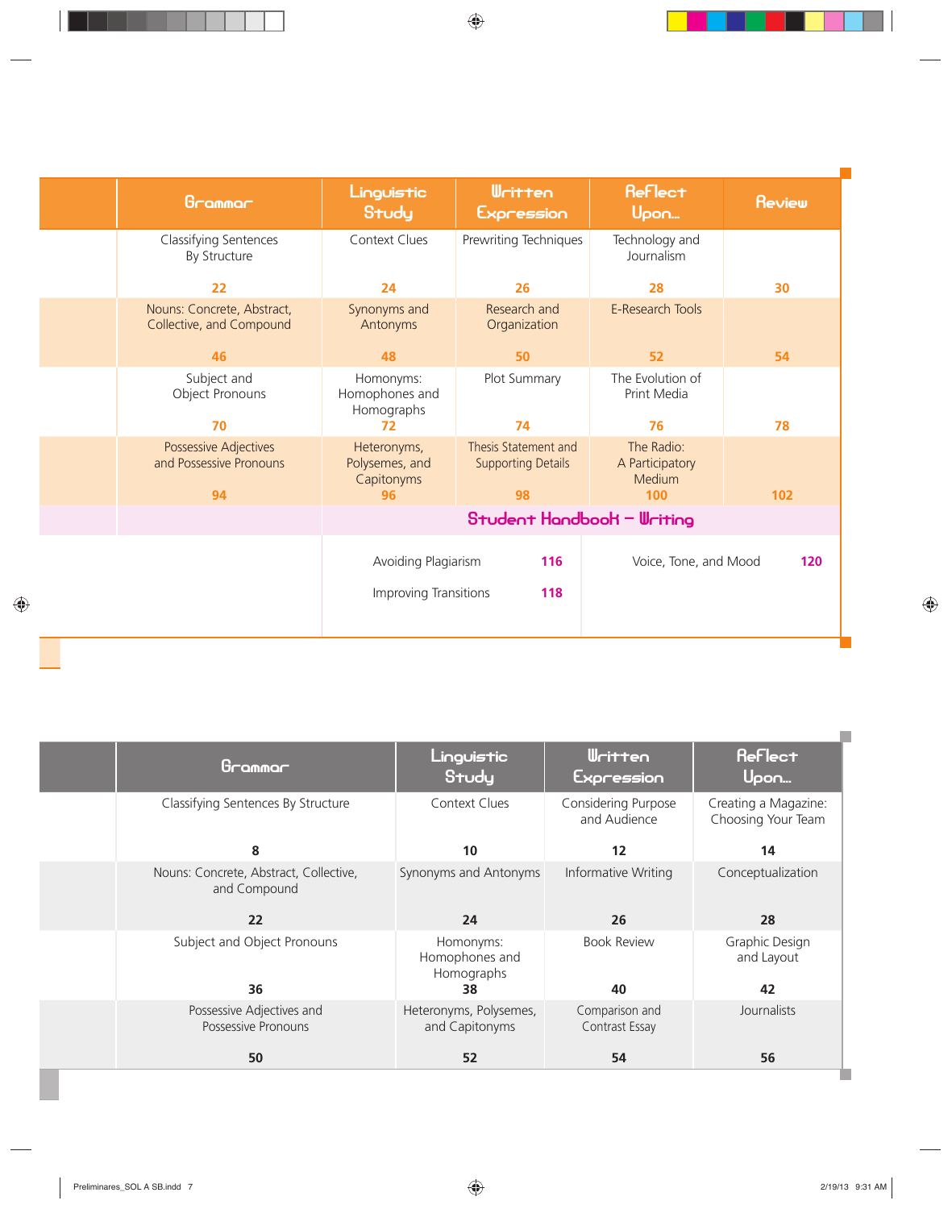| | Grammar | Linguistic Study | Written Expression | Reflect Upon... | Review |
|---|---|---|---|---|---|
| | Classifying Sentences By Structure 22 | Context Clues 24 | Prewriting Techniques 26 | Technology and Journalism 28 | 30 |
| | Nouns: Concrete, Abstract, Collective, and Compound 46 | Synonyms and Antonyms 48 | Research and Organization 50 | E-Research Tools 52 | 54 |
| | Subject and Object Pronouns 70 | Homonyms: Homophones and Homographs 72 | Plot Summary 74 | The Evolution of Print Media 76 | 78 |
| | Possessive Adjectives and Possessive Pronouns 94 | Heteronyms, Polysemes, and Capitonyms 96 | Thesis Statement and Supporting Details 98 | The Radio: A Participatory Medium 100 | 102 |

**Student Handbook – Writing**

| | |
|---|---|
| Avoiding Plagiarism 116 | Voice, Tone, and Mood 120 |
| Improving Transitions 118 | |

| | Grammar | Linguistic Study | Written Expression | Reflect Upon... |
|---|---|---|---|---|
| | Classifying Sentences By Structure 8 | Context Clues 10 | Considering Purpose and Audience 12 | Creating a Magazine: Choosing Your Team 14 |
| | Nouns: Concrete, Abstract, Collective, and Compound 22 | Synonyms and Antonyms 24 | Informative Writing 26 | Conceptualization 28 |
| | Subject and Object Pronouns 36 | Homonyms: Homophones and Homographs 38 | Book Review 40 | Graphic Design and Layout 42 |
| | Possessive Adjectives and Possessive Pronouns 50 | Heteronyms, Polysemes, and Capitonyms 52 | Comparison and Contrast Essay 54 | Journalists 56 |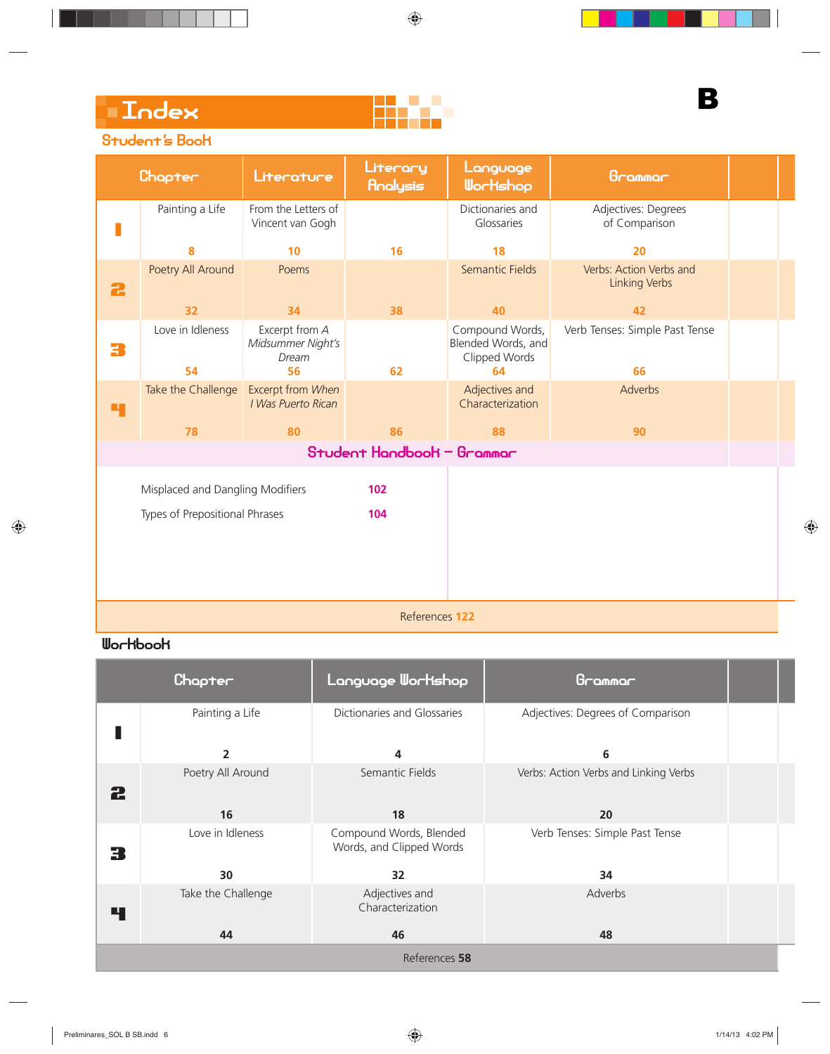# Index

**B**

## Student's Book

| | Chapter | Literature | Literary Analysis | Language Workshop | Grammar |
|---|---|---|---|---|---|
| 1 | Painting a Life<br>8 | From the Letters of Vincent van Gogh<br>10 | 16 | Dictionaries and Glossaries<br>18 | Adjectives: Degrees of Comparison<br>20 |
| 2 | Poetry All Around<br>32 | Poems<br>34 | 38 | Semantic Fields<br>40 | Verbs: Action Verbs and Linking Verbs<br>42 |
| 3 | Love in Idleness<br>54 | Excerpt from *A Midsummer Night's Dream*<br>56 | 62 | Compound Words, Blended Words, and Clipped Words<br>64 | Verb Tenses: Simple Past Tense<br>66 |
| 4 | Take the Challenge<br>78 | Excerpt from *When I Was Puerto Rican*<br>80 | 86 | Adjectives and Characterization<br>88 | Adverbs<br>90 |

### Student Handbook – Grammar

| | |
|---|---|
| Misplaced and Dangling Modifiers | 102 |
| Types of Prepositional Phrases | 104 |

References 122

## Workbook

| | Chapter | Language Workshop | Grammar |
|---|---|---|---|
| 1 | Painting a Life<br>2 | Dictionaries and Glossaries<br>4 | Adjectives: Degrees of Comparison<br>6 |
| 2 | Poetry All Around<br>16 | Semantic Fields<br>18 | Verbs: Action Verbs and Linking Verbs<br>20 |
| 3 | Love in Idleness<br>30 | Compound Words, Blended Words, and Clipped Words<br>32 | Verb Tenses: Simple Past Tense<br>34 |
| 4 | Take the Challenge<br>44 | Adjectives and Characterization<br>46 | Adverbs<br>48 |

References **58**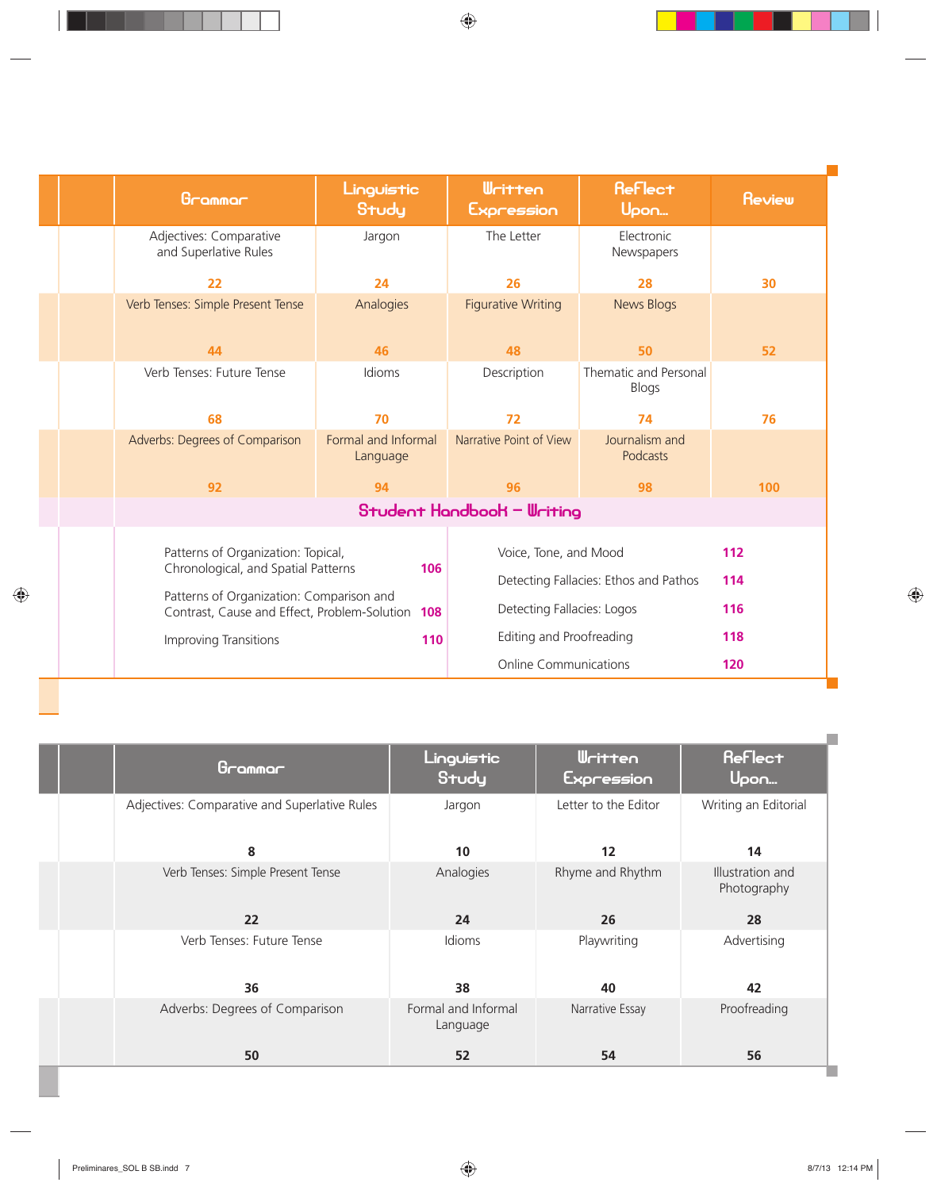| | Grammar | Linguistic Study | Written Expression | Reflect Upon... | Review |
|---|---|---|---|---|---|
| | Adjectives: Comparative and Superlative Rules 22 | Jargon 24 | The Letter 26 | Electronic Newspapers 28 | 30 |
| | Verb Tenses: Simple Present Tense 44 | Analogies 46 | Figurative Writing 48 | News Blogs 50 | 52 |
| | Verb Tenses: Future Tense 68 | Idioms 70 | Description 72 | Thematic and Personal Blogs 74 | 76 |
| | Adverbs: Degrees of Comparison 92 | Formal and Informal Language 94 | Narrative Point of View 96 | Journalism and Podcasts 98 | 100 |

## Student Handbook – Writing

| Topic | Page |
|---|---|
| Patterns of Organization: Topical, Chronological, and Spatial Patterns | 106 |
| Patterns of Organization: Comparison and Contrast, Cause and Effect, Problem-Solution | 108 |
| Improving Transitions | 110 |
| Voice, Tone, and Mood | 112 |
| Detecting Fallacies: Ethos and Pathos | 114 |
| Detecting Fallacies: Logos | 116 |
| Editing and Proofreading | 118 |
| Online Communications | 120 |

| | Grammar | Linguistic Study | Written Expression | Reflect Upon... |
|---|---|---|---|---|
| | Adjectives: Comparative and Superlative Rules 8 | Jargon 10 | Letter to the Editor 12 | Writing an Editorial 14 |
| | Verb Tenses: Simple Present Tense 22 | Analogies 24 | Rhyme and Rhythm 26 | Illustration and Photography 28 |
| | Verb Tenses: Future Tense 36 | Idioms 38 | Playwriting 40 | Advertising 42 |
| | Adverbs: Degrees of Comparison 50 | Formal and Informal Language 52 | Narrative Essay 54 | Proofreading 56 |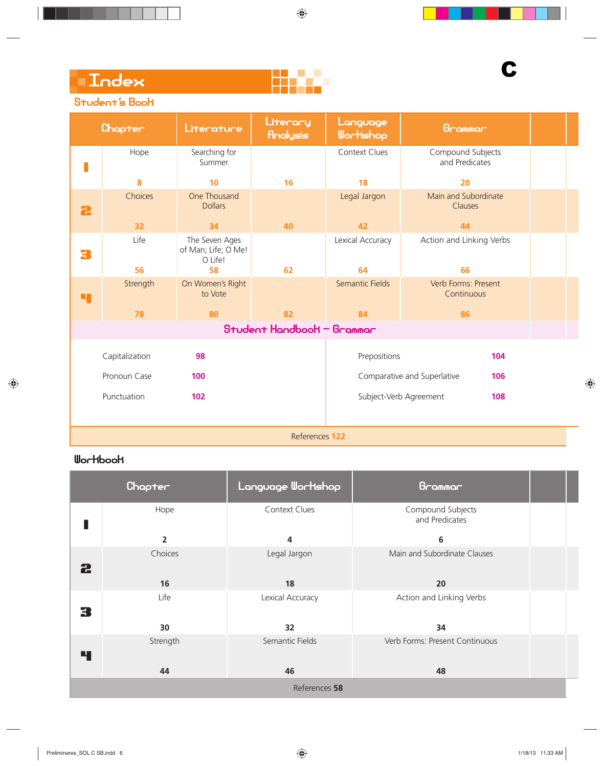C

# Index

## Student's Book

| Chapter | | Literature | Literary Analysis | Language Workshop | Grammar |
|---|---|---|---|---|---|
| 1 | Hope 8 | Searching for Summer 10 | 16 | Context Clues 18 | Compound Subjects and Predicates 20 |
| 2 | Choices 32 | One Thousand Dollars 34 | 40 | Legal Jargon 42 | Main and Subordinate Clauses 44 |
| 3 | Life 56 | The Seven Ages of Man; Life; O Me! O Life! 58 | 62 | Lexical Accuracy 64 | Action and Linking Verbs 66 |
| 4 | Strength 78 | On Women's Right to Vote 80 | 82 | Semantic Fields 84 | Verb Forms: Present Continuous 86 |

### Student Handbook – Grammar

| | | | |
|---|---|---|---|
| Capitalization | 98 | Prepositions | 104 |
| Pronoun Case | 100 | Comparative and Superlative | 106 |
| Punctuation | 102 | Subject-Verb Agreement | 108 |

References 122

## Workbook

| Chapter | | Language Workshop | Grammar |
|---|---|---|---|
| 1 | Hope 2 | Context Clues 4 | Compound Subjects and Predicates 6 |
| 2 | Choices 16 | Legal Jargon 18 | Main and Subordinate Clauses 20 |
| 3 | Life 30 | Lexical Accuracy 32 | Action and Linking Verbs 34 |
| 4 | Strength 44 | Semantic Fields 46 | Verb Forms: Present Continuous 48 |

References 58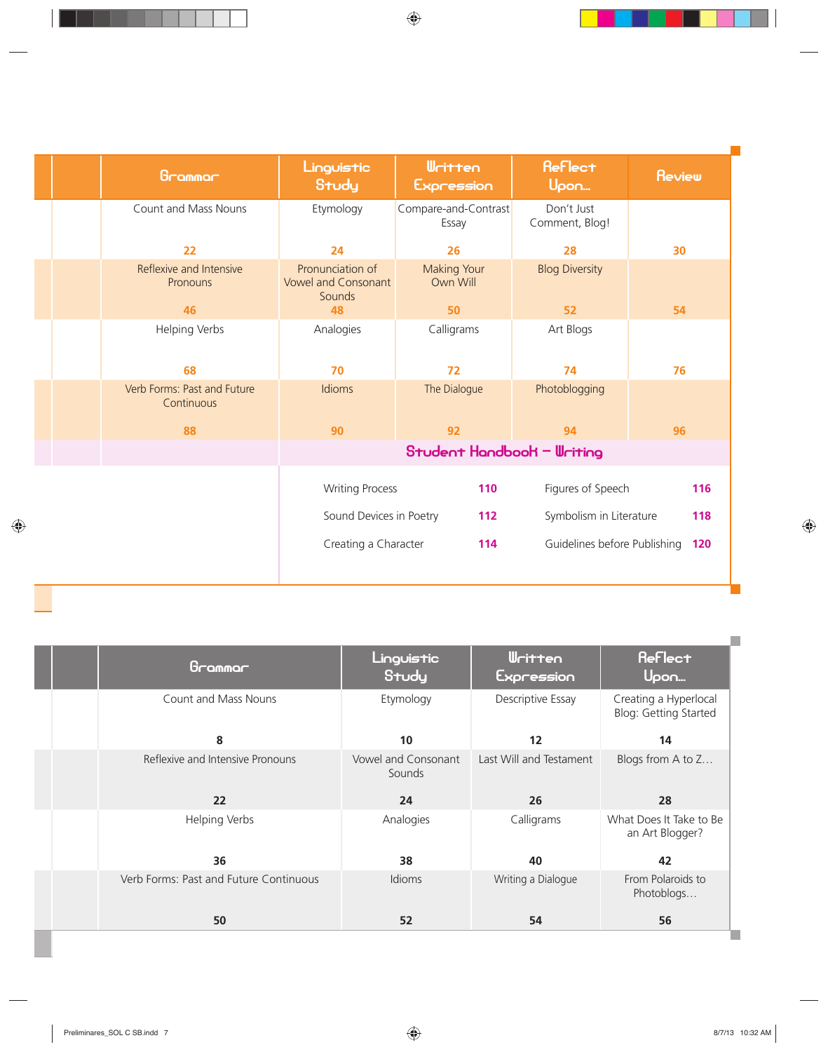| | Grammar | Linguistic Study | Written Expression | Reflect Upon... | Review |
|---|---|---|---|---|---|
| | Count and Mass Nouns 22 | Etymology 24 | Compare-and-Contrast Essay 26 | Don't Just Comment, Blog! 28 | 30 |
| | Reflexive and Intensive Pronouns 46 | Pronunciation of Vowel and Consonant Sounds 48 | Making Your Own Will 50 | Blog Diversity 52 | 54 |
| | Helping Verbs 68 | Analogies 70 | Calligrams 72 | Art Blogs 74 | 76 |
| | Verb Forms: Past and Future Continuous 88 | Idioms 90 | The Dialogue 92 | Photoblogging 94 | 96 |

**Student Handbook – Writing**

| | | | |
|---|---|---|---|
| Writing Process | 110 | Figures of Speech | 116 |
| Sound Devices in Poetry | 112 | Symbolism in Literature | 118 |
| Creating a Character | 114 | Guidelines before Publishing | 120 |

| | Grammar | Linguistic Study | Written Expression | Reflect Upon... |
|---|---|---|---|---|
| | Count and Mass Nouns 8 | Etymology 10 | Descriptive Essay 12 | Creating a Hyperlocal Blog: Getting Started 14 |
| | Reflexive and Intensive Pronouns 22 | Vowel and Consonant Sounds 24 | Last Will and Testament 26 | Blogs from A to Z… 28 |
| | Helping Verbs 36 | Analogies 38 | Calligrams 40 | What Does It Take to Be an Art Blogger? 42 |
| | Verb Forms: Past and Future Continuous 50 | Idioms 52 | Writing a Dialogue 54 | From Polaroids to Photoblogs… 56 |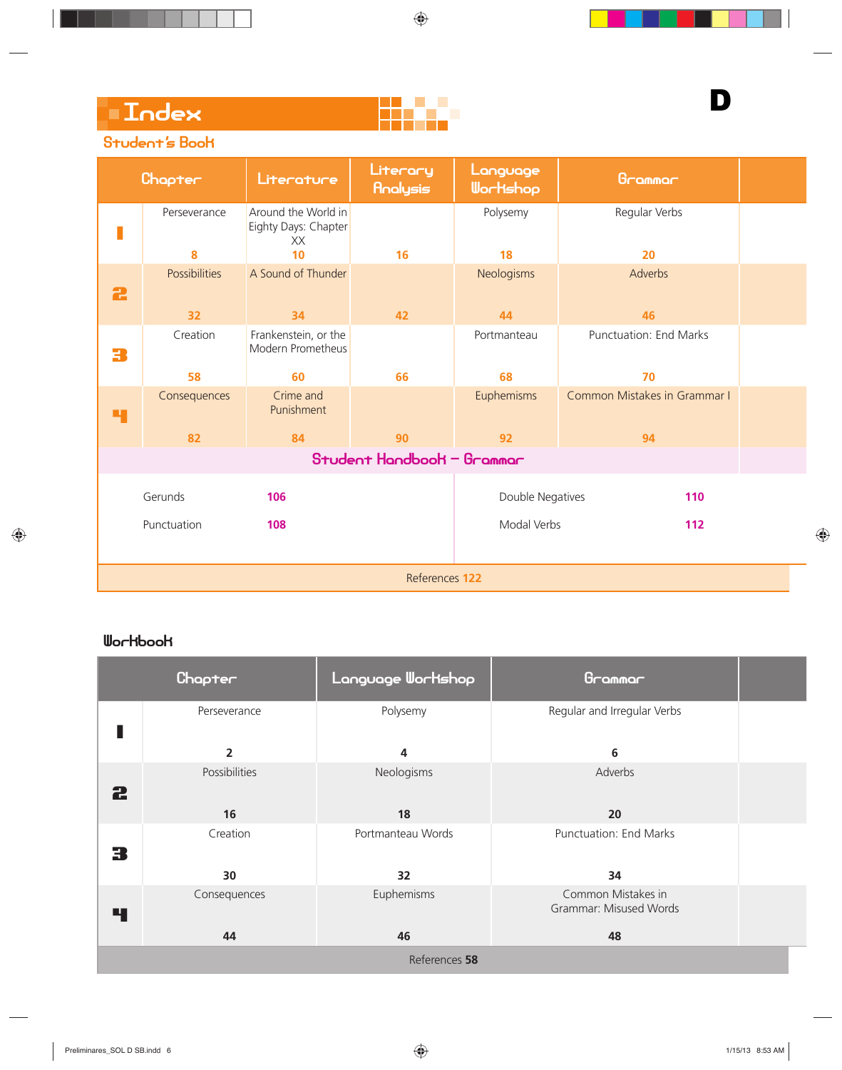D

# Index

## Student's Book

| Chapter | | Literature | Literary Analysis | Language Workshop | Grammar |
|---|---|---|---|---|---|
| 1 | Perseverance 8 | Around the World in Eighty Days: Chapter XX 10 | 16 | Polysemy 18 | Regular Verbs 20 |
| 2 | Possibilities 32 | A Sound of Thunder 34 | 42 | Neologisms 44 | Adverbs 46 |
| 3 | Creation 58 | Frankenstein, or the Modern Prometheus 60 | 66 | Portmanteau 68 | Punctuation: End Marks 70 |
| 4 | Consequences 82 | Crime and Punishment 84 | 90 | Euphemisms 92 | Common Mistakes in Grammar I 94 |

### Student Handbook – Grammar

| | | | |
|---|---|---|---|
| Gerunds | 106 | Double Negatives | 110 |
| Punctuation | 108 | Modal Verbs | 112 |

References 122

## Workbook

| Chapter | | Language Workshop | Grammar |
|---|---|---|---|
| 1 | Perseverance 2 | Polysemy 4 | Regular and Irregular Verbs 6 |
| 2 | Possibilities 16 | Neologisms 18 | Adverbs 20 |
| 3 | Creation 30 | Portmanteau Words 32 | Punctuation: End Marks 34 |
| 4 | Consequences 44 | Euphemisms 46 | Common Mistakes in Grammar: Misused Words 48 |

References **58**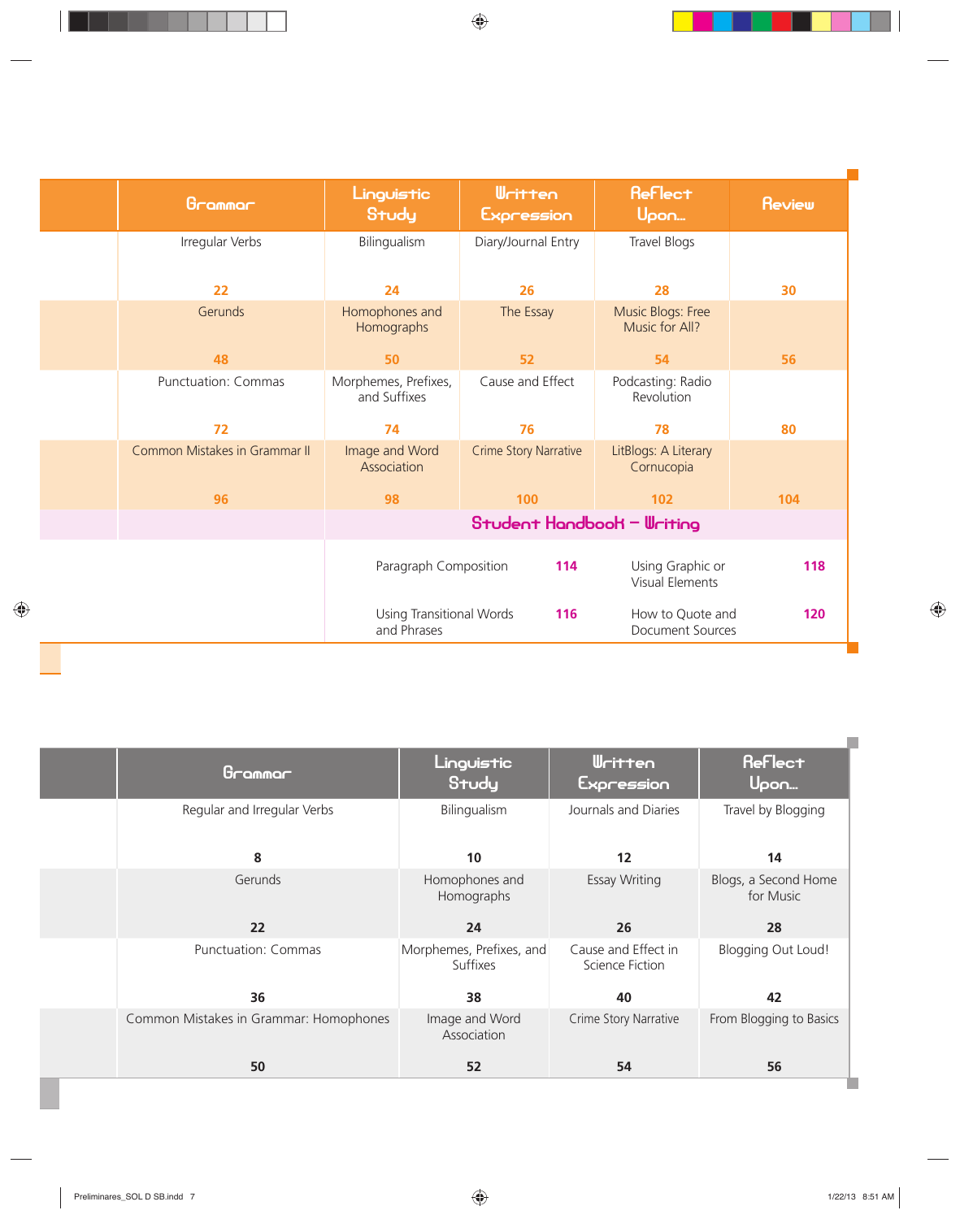| | Grammar | Linguistic Study | Written Expression | Reflect Upon... | Review |
|---|---|---|---|---|---|
| | Irregular Verbs 22 | Bilingualism 24 | Diary/Journal Entry 26 | Travel Blogs 28 | 30 |
| | Gerunds 48 | Homophones and Homographs 50 | The Essay 52 | Music Blogs: Free Music for All? 54 | 56 |
| | Punctuation: Commas 72 | Morphemes, Prefixes, and Suffixes 74 | Cause and Effect 76 | Podcasting: Radio Revolution 78 | 80 |
| | Common Mistakes in Grammar II 96 | Image and Word Association 98 | Crime Story Narrative 100 | LitBlogs: A Literary Cornucopia 102 | 104 |

**Student Handbook – Writing**

| | | | |
|---|---|---|---|
| Paragraph Composition | 114 | Using Graphic or Visual Elements | 118 |
| Using Transitional Words and Phrases | 116 | How to Quote and Document Sources | 120 |

| | Grammar | Linguistic Study | Written Expression | Reflect Upon... |
|---|---|---|---|---|
| | Regular and Irregular Verbs 8 | Bilingualism 10 | Journals and Diaries 12 | Travel by Blogging 14 |
| | Gerunds 22 | Homophones and Homographs 24 | Essay Writing 26 | Blogs, a Second Home for Music 28 |
| | Punctuation: Commas 36 | Morphemes, Prefixes, and Suffixes 38 | Cause and Effect in Science Fiction 40 | Blogging Out Loud! 42 |
| | Common Mistakes in Grammar: Homophones 50 | Image and Word Association 52 | Crime Story Narrative 54 | From Blogging to Basics 56 |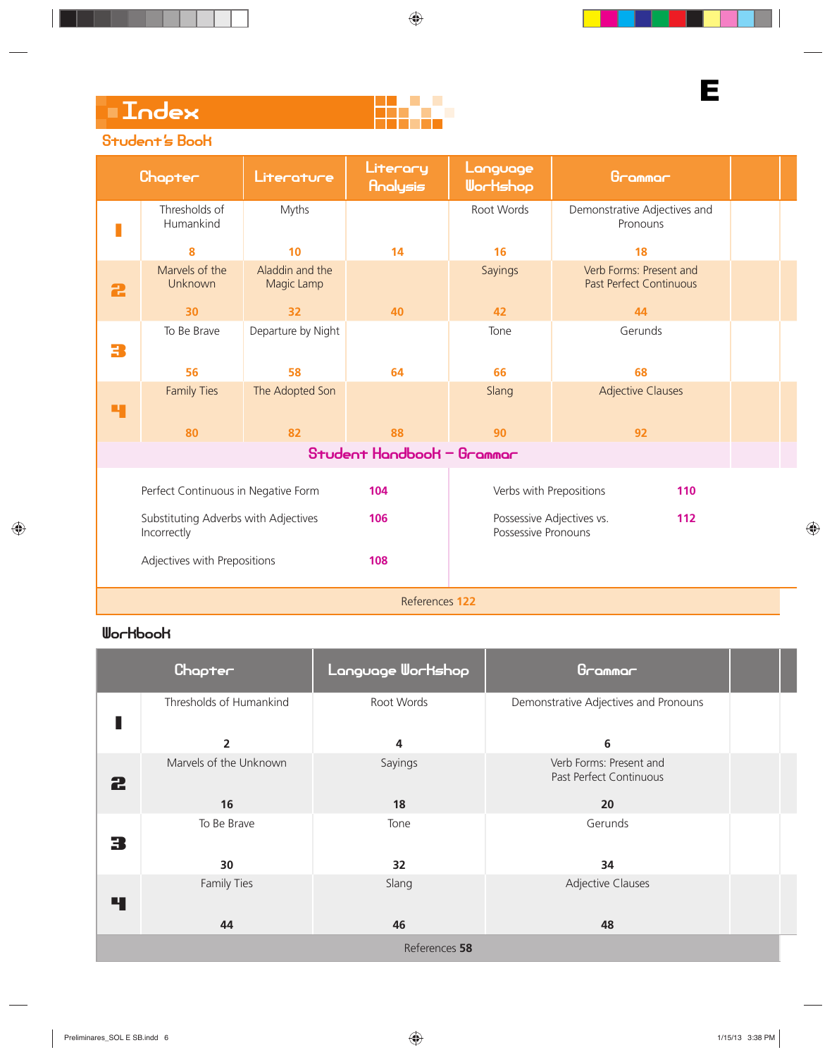# Index

## Student's Book

| | Chapter | Literature | Literary Analysis | Language Workshop | Grammar |
|---|---|---|---|---|---|
| 1 | Thresholds of Humankind 8 | Myths 10 | 14 | Root Words 16 | Demonstrative Adjectives and Pronouns 18 |
| 2 | Marvels of the Unknown 30 | Aladdin and the Magic Lamp 32 | 40 | Sayings 42 | Verb Forms: Present and Past Perfect Continuous 44 |
| 3 | To Be Brave 56 | Departure by Night 58 | 64 | Tone 66 | Gerunds 68 |
| 4 | Family Ties 80 | The Adopted Son 82 | 88 | Slang 90 | Adjective Clauses 92 |

### Student Handbook – Grammar

| | | | |
|---|---|---|---|
| Perfect Continuous in Negative Form | 104 | Verbs with Prepositions | 110 |
| Substituting Adverbs with Adjectives Incorrectly | 106 | Possessive Adjectives vs. Possessive Pronouns | 112 |
| Adjectives with Prepositions | 108 | | |

References 122

## Workbook

| | Chapter | Language Workshop | Grammar |
|---|---|---|---|
| 1 | Thresholds of Humankind 2 | Root Words 4 | Demonstrative Adjectives and Pronouns 6 |
| 2 | Marvels of the Unknown 16 | Sayings 18 | Verb Forms: Present and Past Perfect Continuous 20 |
| 3 | To Be Brave 30 | Tone 32 | Gerunds 34 |
| 4 | Family Ties 44 | Slang 46 | Adjective Clauses 48 |

References 58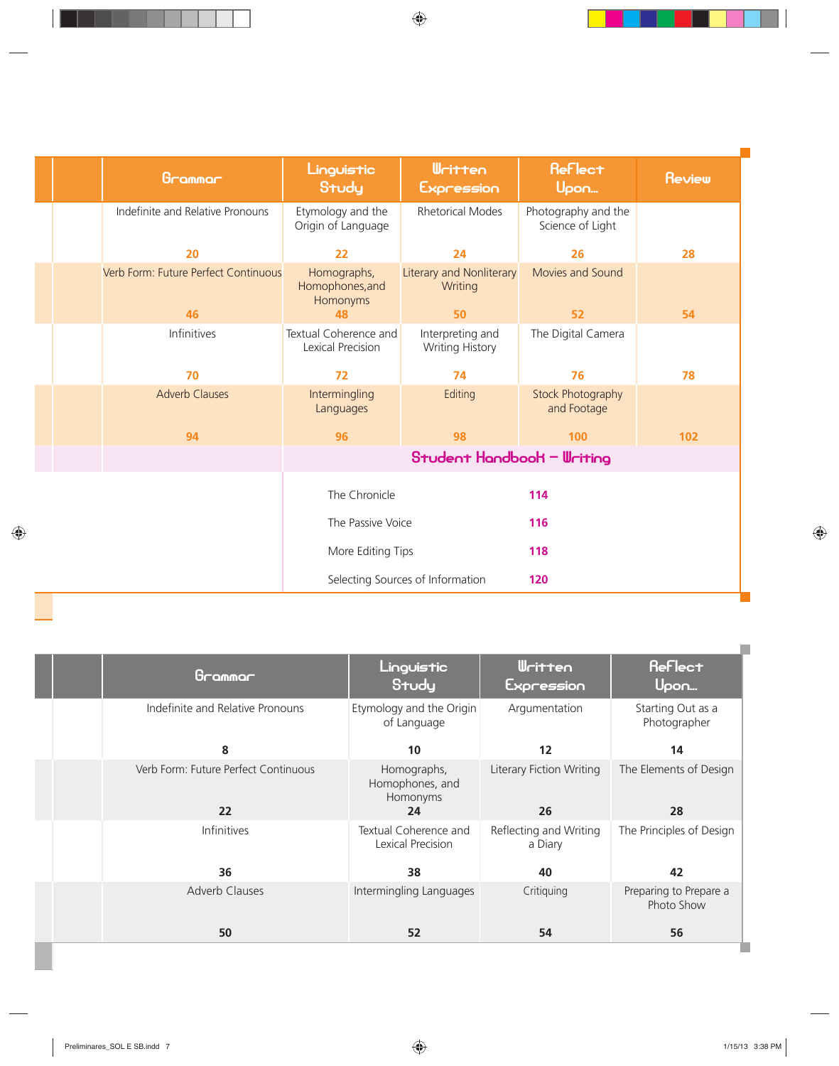| | Grammar | Linguistic Study | Written Expression | Reflect Upon... | Review |
|---|---|---|---|---|---|
| | Indefinite and Relative Pronouns 20 | Etymology and the Origin of Language 22 | Rhetorical Modes 24 | Photography and the Science of Light 26 | 28 |
| | Verb Form: Future Perfect Continuous 46 | Homographs, Homophones,and Homonyms 48 | Literary and Nonliterary Writing 50 | Movies and Sound 52 | 54 |
| | Infinitives 70 | Textual Coherence and Lexical Precision 72 | Interpreting and Writing History 74 | The Digital Camera 76 | 78 |
| | Adverb Clauses 94 | Intermingling Languages 96 | Editing 98 | Stock Photography and Footage 100 | 102 |

## Student Handbook – Writing

| | |
|---|---|
| The Chronicle | 114 |
| The Passive Voice | 116 |
| More Editing Tips | 118 |
| Selecting Sources of Information | 120 |

| | Grammar | Linguistic Study | Written Expression | Reflect Upon... |
|---|---|---|---|---|
| | Indefinite and Relative Pronouns 8 | Etymology and the Origin of Language 10 | Argumentation 12 | Starting Out as a Photographer 14 |
| | Verb Form: Future Perfect Continuous 22 | Homographs, Homophones, and Homonyms 24 | Literary Fiction Writing 26 | The Elements of Design 28 |
| | Infinitives 36 | Textual Coherence and Lexical Precision 38 | Reflecting and Writing a Diary 40 | The Principles of Design 42 |
| | Adverb Clauses 50 | Intermingling Languages 52 | Critiquing 54 | Preparing to Prepare a Photo Show 56 |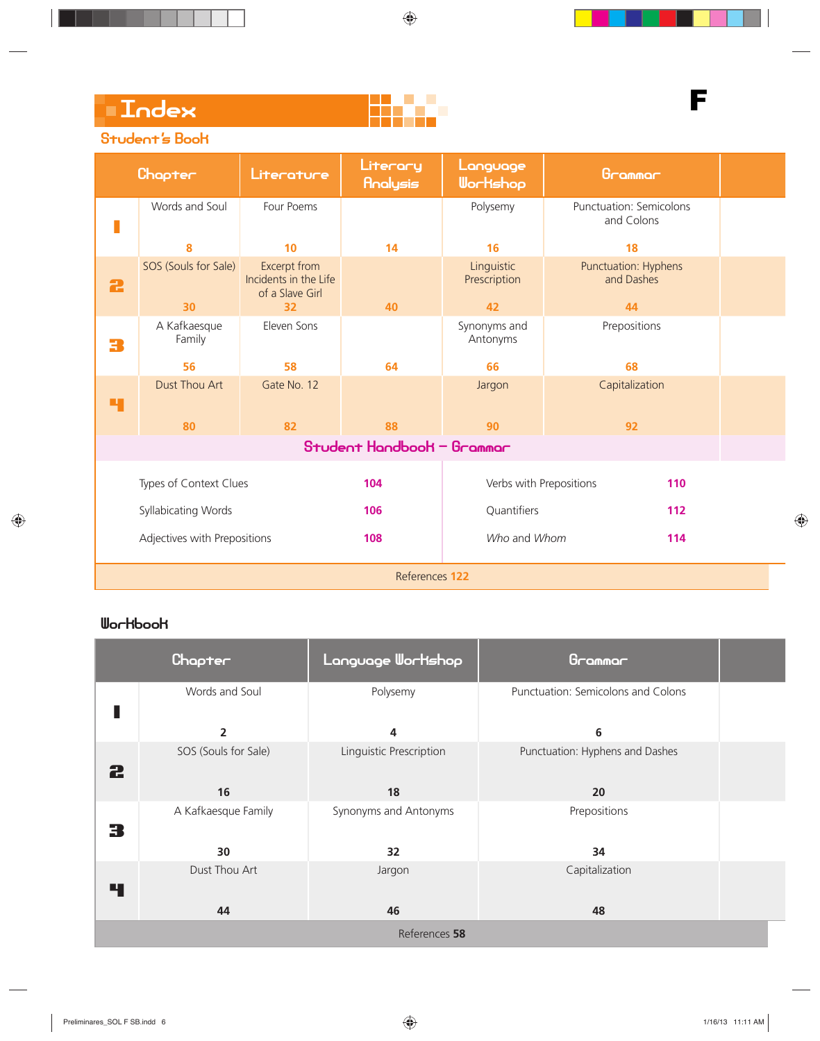# Index

F

## Student's Book

| Chapter | | Literature | Literary Analysis | Language Workshop | Grammar |
|---|---|---|---|---|---|
| 1 | Words and Soul 8 | Four Poems 10 | 14 | Polysemy 16 | Punctuation: Semicolons and Colons 18 |
| 2 | SOS (Souls for Sale) 30 | Excerpt from Incidents in the Life of a Slave Girl 32 | 40 | Linguistic Prescription 42 | Punctuation: Hyphens and Dashes 44 |
| 3 | A Kafkaesque Family 56 | Eleven Sons 58 | 64 | Synonyms and Antonyms 66 | Prepositions 68 |
| 4 | Dust Thou Art 80 | Gate No. 12 82 | 88 | Jargon 90 | Capitalization 92 |

### Student Handbook – Grammar

| | | | |
|---|---|---|---|
| Types of Context Clues | 104 | Verbs with Prepositions | 110 |
| Syllabicating Words | 106 | Quantifiers | 112 |
| Adjectives with Prepositions | 108 | *Who* and *Whom* | 114 |

References 122

## Workbook

| Chapter | | Language Workshop | Grammar |
|---|---|---|---|
| 1 | Words and Soul 2 | Polysemy 4 | Punctuation: Semicolons and Colons 6 |
| 2 | SOS (Souls for Sale) 16 | Linguistic Prescription 18 | Punctuation: Hyphens and Dashes 20 |
| 3 | A Kafkaesque Family 30 | Synonyms and Antonyms 32 | Prepositions 34 |
| 4 | Dust Thou Art 44 | Jargon 46 | Capitalization 48 |

References 58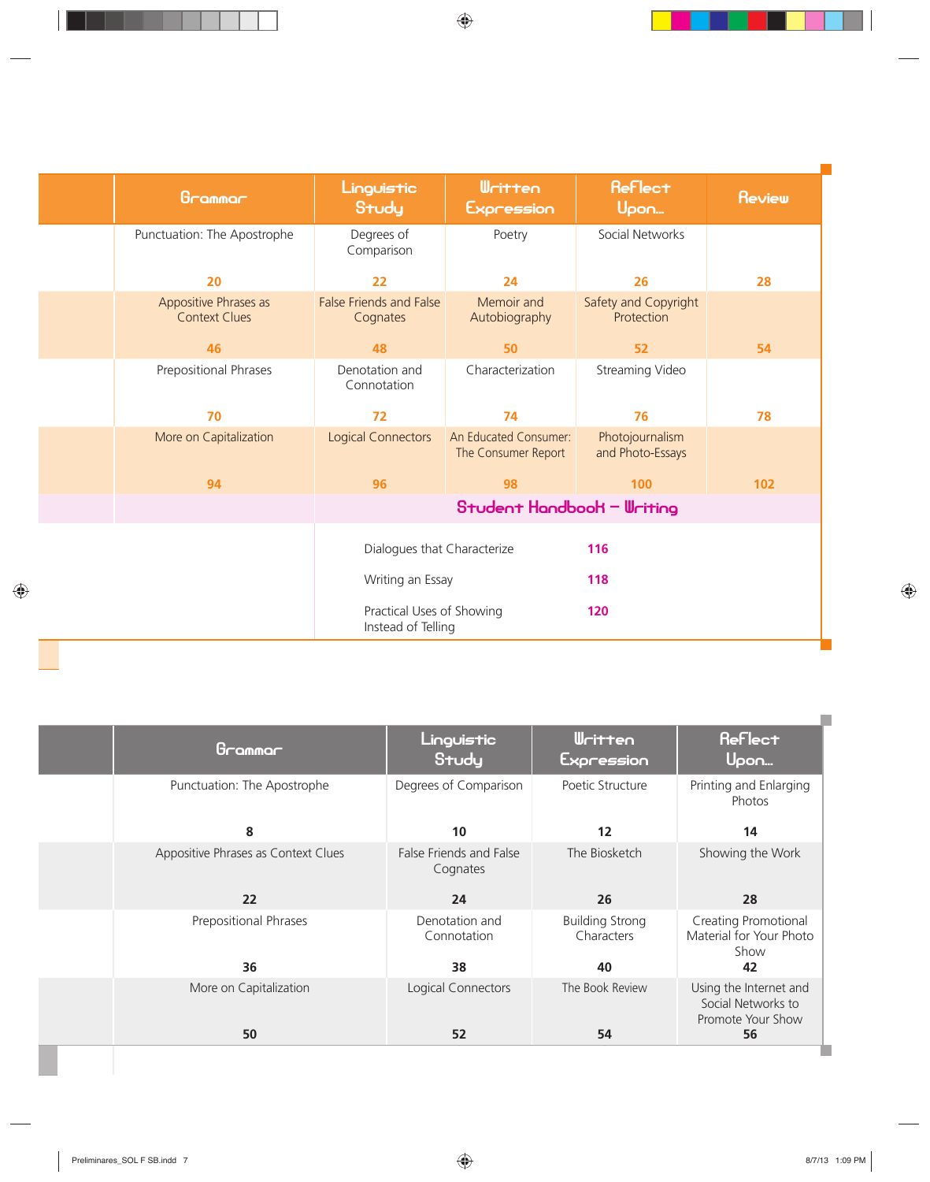| | Grammar | Linguistic Study | Written Expression | Reflect Upon... | Review |
|---|---|---|---|---|---|
| | Punctuation: The Apostrophe<br>20 | Degrees of Comparison<br>22 | Poetry<br>24 | Social Networks<br>26 | 28 |
| | Appositive Phrases as Context Clues<br>46 | False Friends and False Cognates<br>48 | Memoir and Autobiography<br>50 | Safety and Copyright Protection<br>52 | 54 |
| | Prepositional Phrases<br>70 | Denotation and Connotation<br>72 | Characterization<br>74 | Streaming Video<br>76 | 78 |
| | More on Capitalization<br>94 | Logical Connectors<br>96 | An Educated Consumer: The Consumer Report<br>98 | Photojournalism and Photo-Essays<br>100 | 102 |

**Student Handbook – Writing**

| | |
|---|---|
| Dialogues that Characterize | 116 |
| Writing an Essay | 118 |
| Practical Uses of Showing Instead of Telling | 120 |

| | Grammar | Linguistic Study | Written Expression | Reflect Upon... |
|---|---|---|---|---|
| | Punctuation: The Apostrophe<br>8 | Degrees of Comparison<br>10 | Poetic Structure<br>12 | Printing and Enlarging Photos<br>14 |
| | Appositive Phrases as Context Clues<br>22 | False Friends and False Cognates<br>24 | The Biosketch<br>26 | Showing the Work<br>28 |
| | Prepositional Phrases<br>36 | Denotation and Connotation<br>38 | Building Strong Characters<br>40 | Creating Promotional Material for Your Photo Show<br>42 |
| | More on Capitalization<br>50 | Logical Connectors<br>52 | The Book Review<br>54 | Using the Internet and Social Networks to Promote Your Show<br>56 |